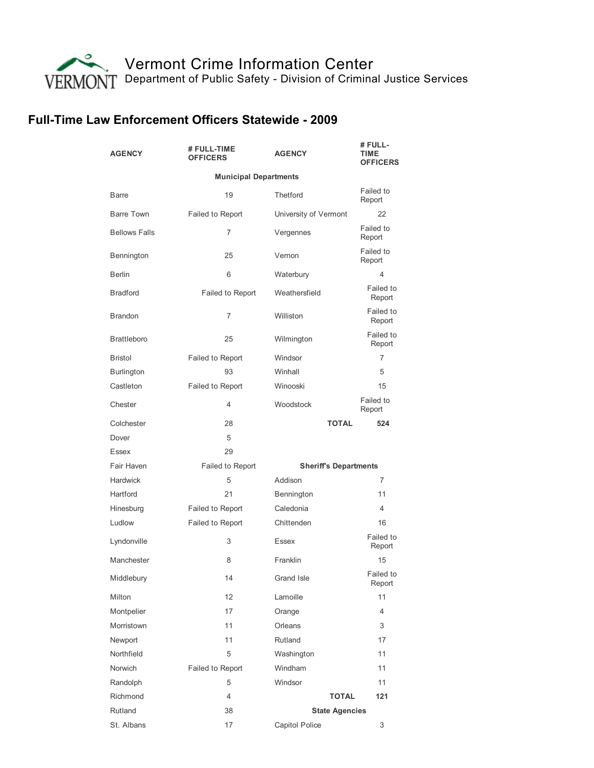# Vermont Crime Information Center

Department of Public Safety - Division of Criminal Justice Services

## Full-Time Law Enforcement Officers Statewide - 2009

| AGENCY | # FULL-TIME OFFICERS | AGENCY | # FULL-TIME OFFICERS |
|---|---|---|---|
| **Municipal Departments** | | | |
| Barre | 19 | Thetford | Failed to Report |
| Barre Town | Failed to Report | University of Vermont | 22 |
| Bellows Falls | 7 | Vergennes | Failed to Report |
| Bennington | 25 | Vernon | Failed to Report |
| Berlin | 6 | Waterbury | 4 |
| Bradford | Failed to Report | Weathersfield | Failed to Report |
| Brandon | 7 | Williston | Failed to Report |
| Brattleboro | 25 | Wilmington | Failed to Report |
| Bristol | Failed to Report | Windsor | 7 |
| Burlington | 93 | Winhall | 5 |
| Castleton | Failed to Report | Winooski | 15 |
| Chester | 4 | Woodstock | Failed to Report |
| Colchester | 28 | **TOTAL** | **524** |
| Dover | 5 | | |
| Essex | 29 | | |
| Fair Haven | Failed to Report | **Sheriff's Departments** | |
| Hardwick | 5 | Addison | 7 |
| Hartford | 21 | Bennington | 11 |
| Hinesburg | Failed to Report | Caledonia | 4 |
| Ludlow | Failed to Report | Chittenden | 16 |
| Lyndonville | 3 | Essex | Failed to Report |
| Manchester | 8 | Franklin | 15 |
| Middlebury | 14 | Grand Isle | Failed to Report |
| Milton | 12 | Lamoille | 11 |
| Montpelier | 17 | Orange | 4 |
| Morristown | 11 | Orleans | 3 |
| Newport | 11 | Rutland | 17 |
| Northfield | 5 | Washington | 11 |
| Norwich | Failed to Report | Windham | 11 |
| Randolph | 5 | Windsor | 11 |
| Richmond | 4 | **TOTAL** | **121** |
| Rutland | 38 | **State Agencies** | |
| St. Albans | 17 | Capitol Police | 3 |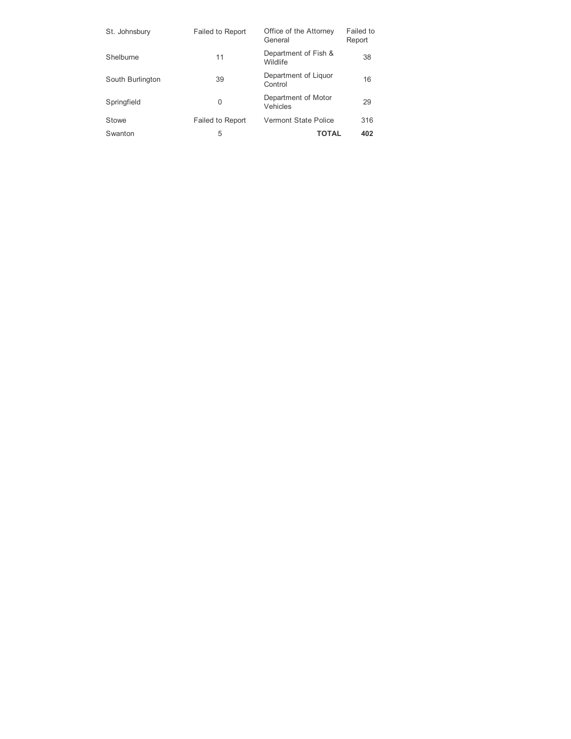| | | | |
|---|---|---|---|
| St. Johnsbury | Failed to Report | Office of the Attorney General | Failed to Report |
| Shelburne | 11 | Department of Fish & Wildlife | 38 |
| South Burlington | 39 | Department of Liquor Control | 16 |
| Springfield | 0 | Department of Motor Vehicles | 29 |
| Stowe | Failed to Report | Vermont State Police | 316 |
| Swanton | 5 | **TOTAL** | **402** |